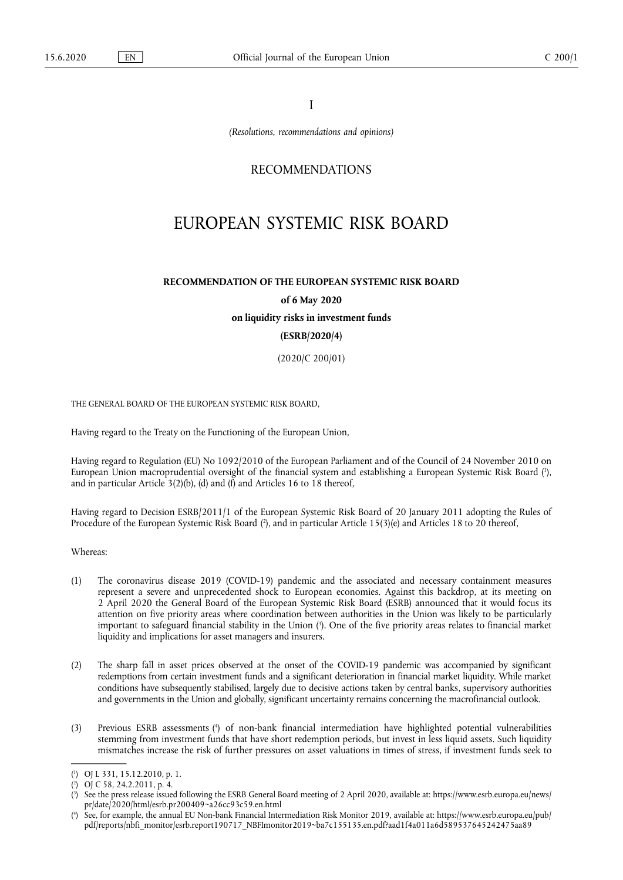I

*(Resolutions, recommendations and opinions)*

RECOMMENDATIONS

# EUROPEAN SYSTEMIC RISK BOARD

## RECOMMENDATION OF THE EUROPEAN SYSTEMIC RISK BOARD

**of 6 May 2020**

**on liquidity risks in investment funds**

**(ESRB/2020/4)**

(2020/C 200/01)

THE GENERAL BOARD OF THE EUROPEAN SYSTEMIC RISK BOARD,

Having regard to the Treaty on the Functioning of the European Union,

Having regard to Regulation (EU) No 1092/2010 of the European Parliament and of the Council of 24 November 2010 on European Union macroprudential oversight of the financial system and establishing a European Systemic Risk Board [1], and in particular Article 3(2)(b), (d) and (f) and Articles 16 to 18 thereof,

Having regard to Decision ESRB/2011/1 of the European Systemic Risk Board of 20 January 2011 adopting the Rules of Procedure of the European Systemic Risk Board [2], and in particular Article 15(3)(e) and Articles 18 to 20 thereof,

Whereas:

(1) The coronavirus disease 2019 (COVID-19) pandemic and the associated and necessary containment measures represent a severe and unprecedented shock to European economies. Against this backdrop, at its meeting on 2 April 2020 the General Board of the European Systemic Risk Board (ESRB) announced that it would focus its attention on five priority areas where coordination between authorities in the Union was likely to be particularly important to safeguard financial stability in the Union [3]. One of the five priority areas relates to financial market liquidity and implications for asset managers and insurers.

(2) The sharp fall in asset prices observed at the onset of the COVID-19 pandemic was accompanied by significant redemptions from certain investment funds and a significant deterioration in financial market liquidity. While market conditions have subsequently stabilised, largely due to decisive actions taken by central banks, supervisory authorities and governments in the Union and globally, significant uncertainty remains concerning the macrofinancial outlook.

(3) Previous ESRB assessments [4] of non-bank financial intermediation have highlighted potential vulnerabilities stemming from investment funds that have short redemption periods, but invest in less liquid assets. Such liquidity mismatches increase the risk of further pressures on asset valuations in times of stress, if investment funds seek to

---

[1] OJ L 331, 15.12.2010, p. 1.

[2] OJ C 58, 24.2.2011, p. 4.

[3] See the press release issued following the ESRB General Board meeting of 2 April 2020, available at: https://www.esrb.europa.eu/news/pr/date/2020/html/esrb.pr200409~a26cc93c59.en.html

[4] See, for example, the annual EU Non-bank Financial Intermediation Risk Monitor 2019, available at: https://www.esrb.europa.eu/pub/pdf/reports/nbfi_monitor/esrb.report190717_NBFImonitor2019~ba7c155135.en.pdf?aad1f4a011a6d589537645242475aa89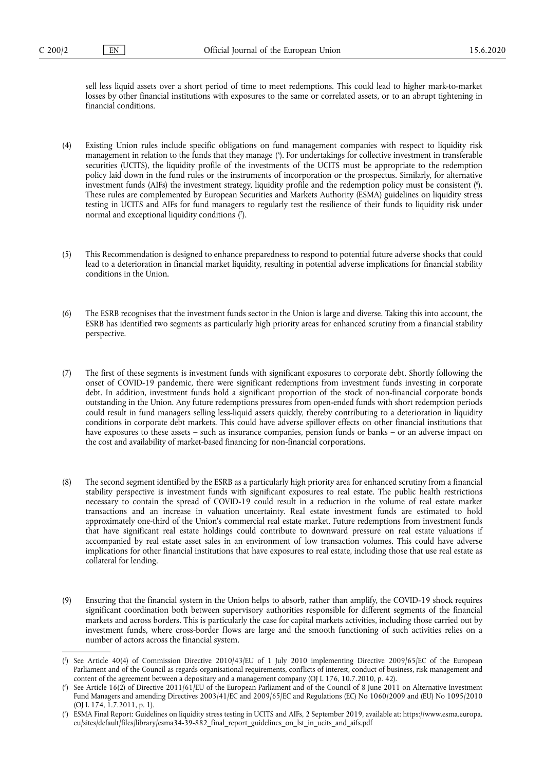sell less liquid assets over a short period of time to meet redemptions. This could lead to higher mark-to-market losses by other financial institutions with exposures to the same or correlated assets, or to an abrupt tightening in financial conditions.

(4) Existing Union rules include specific obligations on fund management companies with respect to liquidity risk management in relation to the funds that they manage [5]. For undertakings for collective investment in transferable securities (UCITS), the liquidity profile of the investments of the UCITS must be appropriate to the redemption policy laid down in the fund rules or the instruments of incorporation or the prospectus. Similarly, for alternative investment funds (AIFs) the investment strategy, liquidity profile and the redemption policy must be consistent [6]. These rules are complemented by European Securities and Markets Authority (ESMA) guidelines on liquidity stress testing in UCITS and AIFs for fund managers to regularly test the resilience of their funds to liquidity risk under normal and exceptional liquidity conditions [7].

(5) This Recommendation is designed to enhance preparedness to respond to potential future adverse shocks that could lead to a deterioration in financial market liquidity, resulting in potential adverse implications for financial stability conditions in the Union.

(6) The ESRB recognises that the investment funds sector in the Union is large and diverse. Taking this into account, the ESRB has identified two segments as particularly high priority areas for enhanced scrutiny from a financial stability perspective.

(7) The first of these segments is investment funds with significant exposures to corporate debt. Shortly following the onset of COVID-19 pandemic, there were significant redemptions from investment funds investing in corporate debt. In addition, investment funds hold a significant proportion of the stock of non-financial corporate bonds outstanding in the Union. Any future redemptions pressures from open-ended funds with short redemption periods could result in fund managers selling less-liquid assets quickly, thereby contributing to a deterioration in liquidity conditions in corporate debt markets. This could have adverse spillover effects on other financial institutions that have exposures to these assets – such as insurance companies, pension funds or banks – or an adverse impact on the cost and availability of market-based financing for non-financial corporations.

(8) The second segment identified by the ESRB as a particularly high priority area for enhanced scrutiny from a financial stability perspective is investment funds with significant exposures to real estate. The public health restrictions necessary to contain the spread of COVID-19 could result in a reduction in the volume of real estate market transactions and an increase in valuation uncertainty. Real estate investment funds are estimated to hold approximately one-third of the Union's commercial real estate market. Future redemptions from investment funds that have significant real estate holdings could contribute to downward pressure on real estate valuations if accompanied by real estate asset sales in an environment of low transaction volumes. This could have adverse implications for other financial institutions that have exposures to real estate, including those that use real estate as collateral for lending.

(9) Ensuring that the financial system in the Union helps to absorb, rather than amplify, the COVID-19 shock requires significant coordination both between supervisory authorities responsible for different segments of the financial markets and across borders. This is particularly the case for capital markets activities, including those carried out by investment funds, where cross-border flows are large and the smooth functioning of such activities relies on a number of actors across the financial system.

---

[5] See Article 40(4) of Commission Directive 2010/43/EU of 1 July 2010 implementing Directive 2009/65/EC of the European Parliament and of the Council as regards organisational requirements, conflicts of interest, conduct of business, risk management and content of the agreement between a depositary and a management company (OJ L 176, 10.7.2010, p. 42).

[6] See Article 16(2) of Directive 2011/61/EU of the European Parliament and of the Council of 8 June 2011 on Alternative Investment Fund Managers and amending Directives 2003/41/EC and 2009/65/EC and Regulations (EC) No 1060/2009 and (EU) No 1095/2010 (OJ L 174, 1.7.2011, p. 1).

[7] ESMA Final Report: Guidelines on liquidity stress testing in UCITS and AIFs, 2 September 2019, available at: https://www.esma.europa.eu/sites/default/files/library/esma34-39-882_final_report_guidelines_on_lst_in_ucits_and_aifs.pdf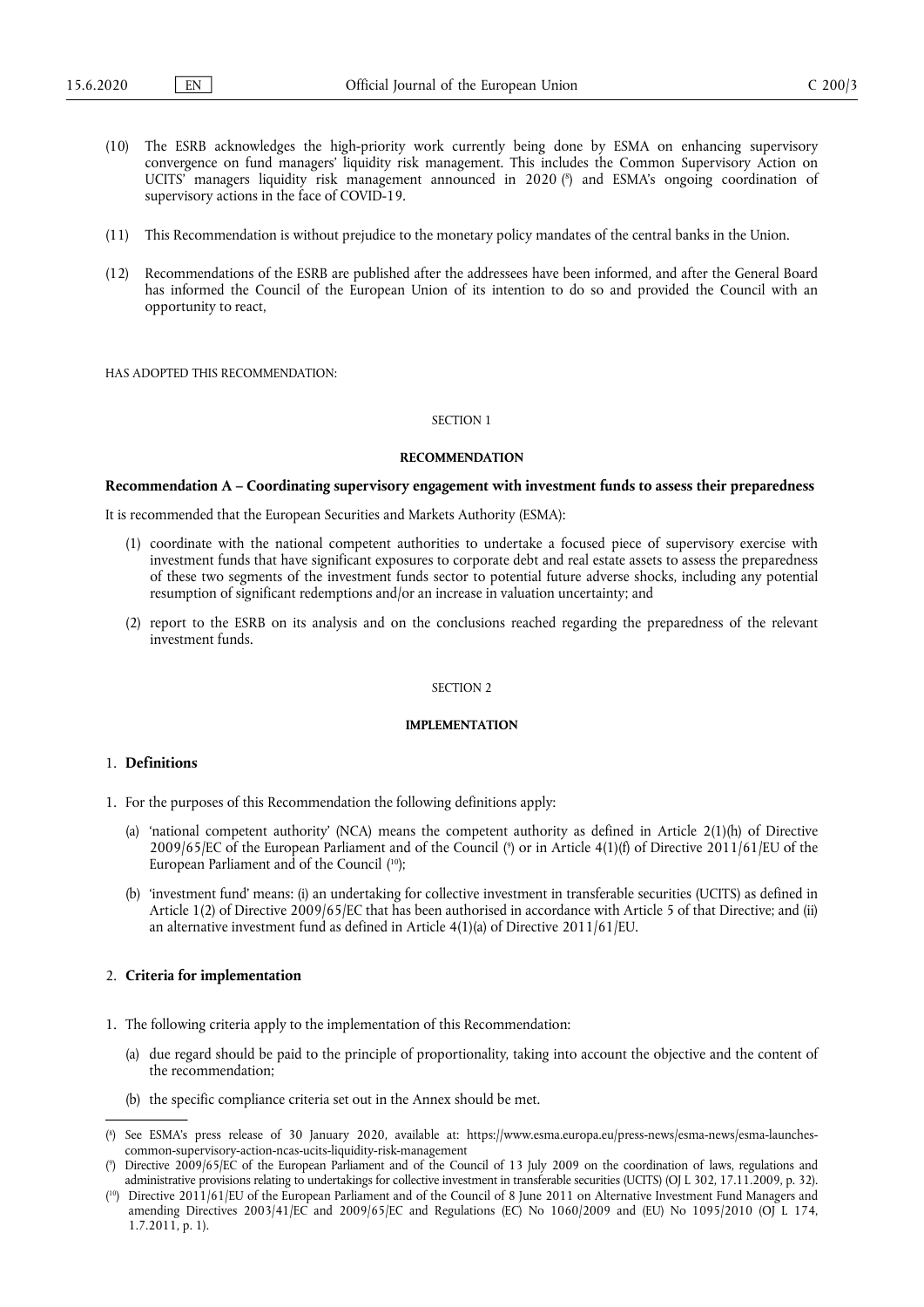(10) The ESRB acknowledges the high-priority work currently being done by ESMA on enhancing supervisory convergence on fund managers' liquidity risk management. This includes the Common Supervisory Action on UCITS' managers liquidity risk management announced in 2020 [8] and ESMA's ongoing coordination of supervisory actions in the face of COVID-19.

(11) This Recommendation is without prejudice to the monetary policy mandates of the central banks in the Union.

(12) Recommendations of the ESRB are published after the addressees have been informed, and after the General Board has informed the Council of the European Union of its intention to do so and provided the Council with an opportunity to react,

HAS ADOPTED THIS RECOMMENDATION:

SECTION 1

**RECOMMENDATION**

**Recommendation A – Coordinating supervisory engagement with investment funds to assess their preparedness**

It is recommended that the European Securities and Markets Authority (ESMA):

(1) coordinate with the national competent authorities to undertake a focused piece of supervisory exercise with investment funds that have significant exposures to corporate debt and real estate assets to assess the preparedness of these two segments of the investment funds sector to potential future adverse shocks, including any potential resumption of significant redemptions and/or an increase in valuation uncertainty; and

(2) report to the ESRB on its analysis and on the conclusions reached regarding the preparedness of the relevant investment funds.

SECTION 2

**IMPLEMENTATION**

1. **Definitions**

1. For the purposes of this Recommendation the following definitions apply:

   (a) 'national competent authority' (NCA) means the competent authority as defined in Article 2(1)(h) of Directive 2009/65/EC of the European Parliament and of the Council [9] or in Article 4(1)(f) of Directive 2011/61/EU of the European Parliament and of the Council [10];

   (b) 'investment fund' means: (i) an undertaking for collective investment in transferable securities (UCITS) as defined in Article 1(2) of Directive 2009/65/EC that has been authorised in accordance with Article 5 of that Directive; and (ii) an alternative investment fund as defined in Article 4(1)(a) of Directive 2011/61/EU.

2. **Criteria for implementation**

1. The following criteria apply to the implementation of this Recommendation:

   (a) due regard should be paid to the principle of proportionality, taking into account the objective and the content of the recommendation;

   (b) the specific compliance criteria set out in the Annex should be met.

---

[8] See ESMA's press release of 30 January 2020, available at: https://www.esma.europa.eu/press-news/esma-news/esma-launches-common-supervisory-action-ncas-ucits-liquidity-risk-management

[9] Directive 2009/65/EC of the European Parliament and of the Council of 13 July 2009 on the coordination of laws, regulations and administrative provisions relating to undertakings for collective investment in transferable securities (UCITS) (OJ L 302, 17.11.2009, p. 32).

[10] Directive 2011/61/EU of the European Parliament and of the Council of 8 June 2011 on Alternative Investment Fund Managers and amending Directives 2003/41/EC and 2009/65/EC and Regulations (EC) No 1060/2009 and (EU) No 1095/2010 (OJ L 174, 1.7.2011, p. 1).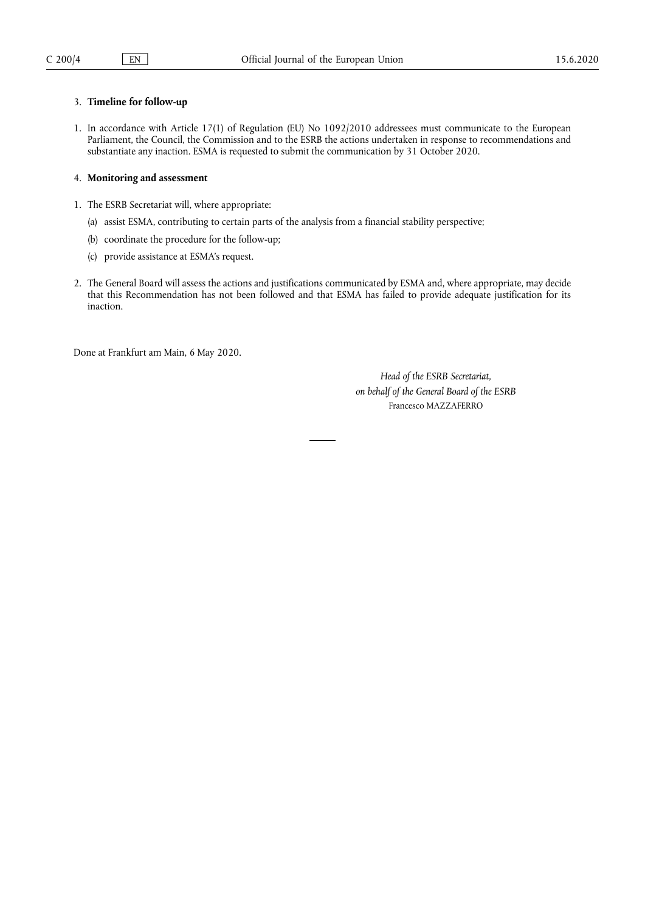## 3. **Timeline for follow-up**

1. In accordance with Article 17(1) of Regulation (EU) No 1092/2010 addressees must communicate to the European Parliament, the Council, the Commission and to the ESRB the actions undertaken in response to recommendations and substantiate any inaction. ESMA is requested to submit the communication by 31 October 2020.

## 4. **Monitoring and assessment**

1. The ESRB Secretariat will, where appropriate:
   (a) assist ESMA, contributing to certain parts of the analysis from a financial stability perspective;
   (b) coordinate the procedure for the follow-up;
   (c) provide assistance at ESMA's request.

2. The General Board will assess the actions and justifications communicated by ESMA and, where appropriate, may decide that this Recommendation has not been followed and that ESMA has failed to provide adequate justification for its inaction.

Done at Frankfurt am Main, 6 May 2020.

*Head of the ESRB Secretariat,*
*on behalf of the General Board of the ESRB*
Francesco MAZZAFERRO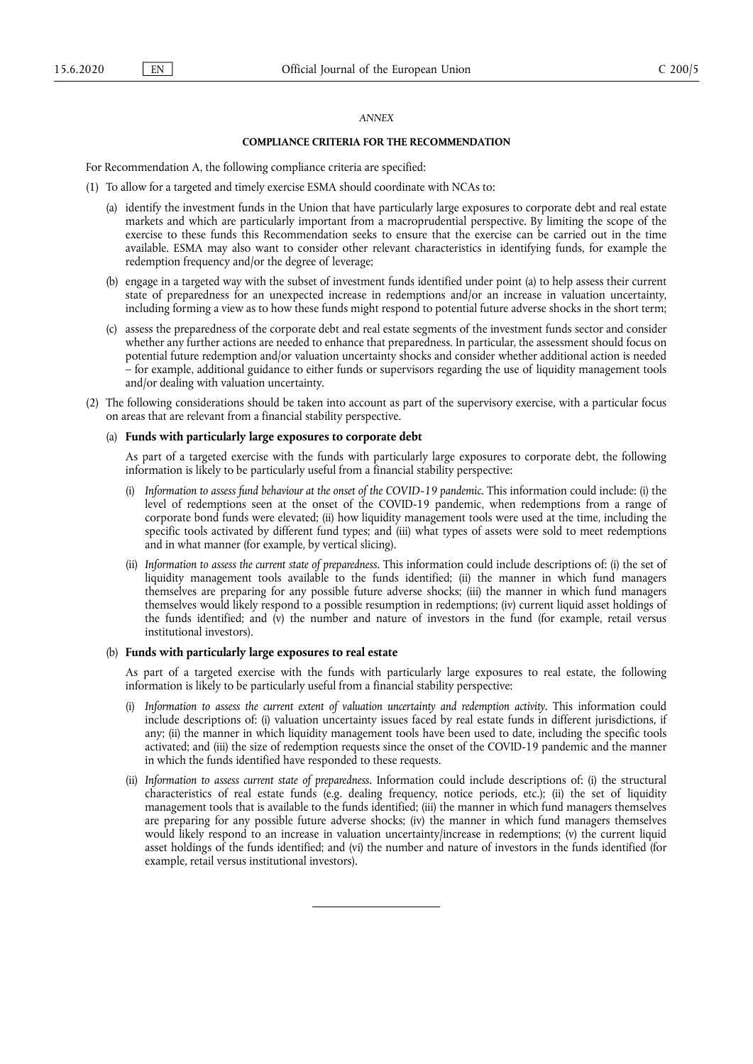*ANNEX*

**COMPLIANCE CRITERIA FOR THE RECOMMENDATION**

For Recommendation A, the following compliance criteria are specified:

(1) To allow for a targeted and timely exercise ESMA should coordinate with NCAs to:

   (a) identify the investment funds in the Union that have particularly large exposures to corporate debt and real estate markets and which are particularly important from a macroprudential perspective. By limiting the scope of the exercise to these funds this Recommendation seeks to ensure that the exercise can be carried out in the time available. ESMA may also want to consider other relevant characteristics in identifying funds, for example the redemption frequency and/or the degree of leverage;

   (b) engage in a targeted way with the subset of investment funds identified under point (a) to help assess their current state of preparedness for an unexpected increase in redemptions and/or an increase in valuation uncertainty, including forming a view as to how these funds might respond to potential future adverse shocks in the short term;

   (c) assess the preparedness of the corporate debt and real estate segments of the investment funds sector and consider whether any further actions are needed to enhance that preparedness. In particular, the assessment should focus on potential future redemption and/or valuation uncertainty shocks and consider whether additional action is needed – for example, additional guidance to either funds or supervisors regarding the use of liquidity management tools and/or dealing with valuation uncertainty.

(2) The following considerations should be taken into account as part of the supervisory exercise, with a particular focus on areas that are relevant from a financial stability perspective.

   (a) **Funds with particularly large exposures to corporate debt**

   As part of a targeted exercise with the funds with particularly large exposures to corporate debt, the following information is likely to be particularly useful from a financial stability perspective:

      (i) *Information to assess fund behaviour at the onset of the COVID-19 pandemic*. This information could include: (i) the level of redemptions seen at the onset of the COVID-19 pandemic, when redemptions from a range of corporate bond funds were elevated; (ii) how liquidity management tools were used at the time, including the specific tools activated by different fund types; and (iii) what types of assets were sold to meet redemptions and in what manner (for example, by vertical slicing).

      (ii) *Information to assess the current state of preparedness*. This information could include descriptions of: (i) the set of liquidity management tools available to the funds identified; (ii) the manner in which fund managers themselves are preparing for any possible future adverse shocks; (iii) the manner in which fund managers themselves would likely respond to a possible resumption in redemptions; (iv) current liquid asset holdings of the funds identified; and (v) the number and nature of investors in the fund (for example, retail versus institutional investors).

   (b) **Funds with particularly large exposures to real estate**

   As part of a targeted exercise with the funds with particularly large exposures to real estate, the following information is likely to be particularly useful from a financial stability perspective:

      (i) *Information to assess the current extent of valuation uncertainty and redemption activity*. This information could include descriptions of: (i) valuation uncertainty issues faced by real estate funds in different jurisdictions, if any; (ii) the manner in which liquidity management tools have been used to date, including the specific tools activated; and (iii) the size of redemption requests since the onset of the COVID-19 pandemic and the manner in which the funds identified have responded to these requests.

      (ii) *Information to assess current state of preparedness*. Information could include descriptions of: (i) the structural characteristics of real estate funds (e.g. dealing frequency, notice periods, etc.); (ii) the set of liquidity management tools that is available to the funds identified; (iii) the manner in which fund managers themselves are preparing for any possible future adverse shocks; (iv) the manner in which fund managers themselves would likely respond to an increase in valuation uncertainty/increase in redemptions; (v) the current liquid asset holdings of the funds identified; and (vi) the number and nature of investors in the funds identified (for example, retail versus institutional investors).